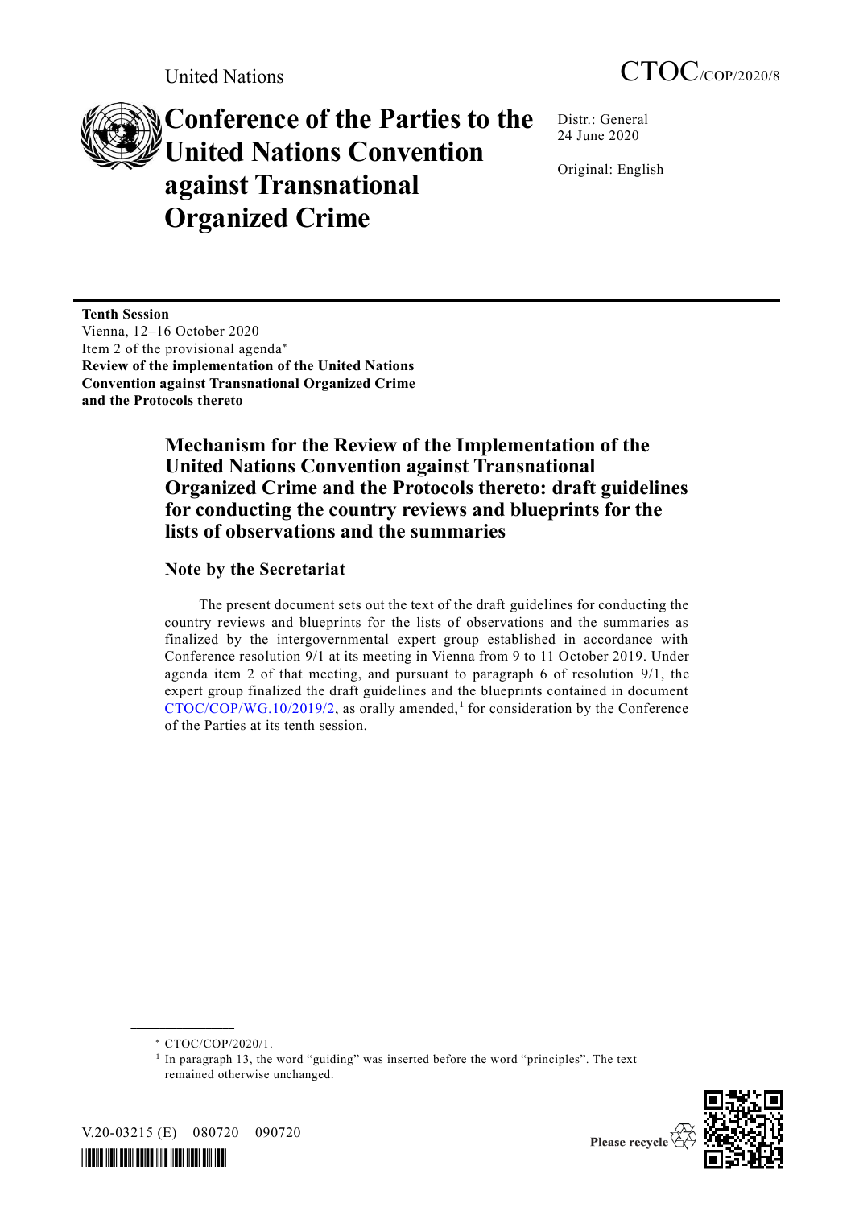United Nations

CTOC/COP/2020/8

# Conference of the Parties to the United Nations Convention against Transnational Organized Crime

Distr.: General
24 June 2020

Original: English

**Tenth Session**
Vienna, 12–16 October 2020
Item 2 of the provisional agenda*
**Review of the implementation of the United Nations Convention against Transnational Organized Crime and the Protocols thereto**

## Mechanism for the Review of the Implementation of the United Nations Convention against Transnational Organized Crime and the Protocols thereto: draft guidelines for conducting the country reviews and blueprints for the lists of observations and the summaries

### Note by the Secretariat

The present document sets out the text of the draft guidelines for conducting the country reviews and blueprints for the lists of observations and the summaries as finalized by the intergovernmental expert group established in accordance with Conference resolution 9/1 at its meeting in Vienna from 9 to 11 October 2019. Under agenda item 2 of that meeting, and pursuant to paragraph 6 of resolution 9/1, the expert group finalized the draft guidelines and the blueprints contained in document CTOC/COP/WG.10/2019/2, as orally amended,[1] for consideration by the Conference of the Parties at its tenth session.

---

\* CTOC/COP/2020/1.

[1] In paragraph 13, the word "guiding" was inserted before the word "principles". The text remained otherwise unchanged.

V.20-03215 (E) 080720 090720

Please recycle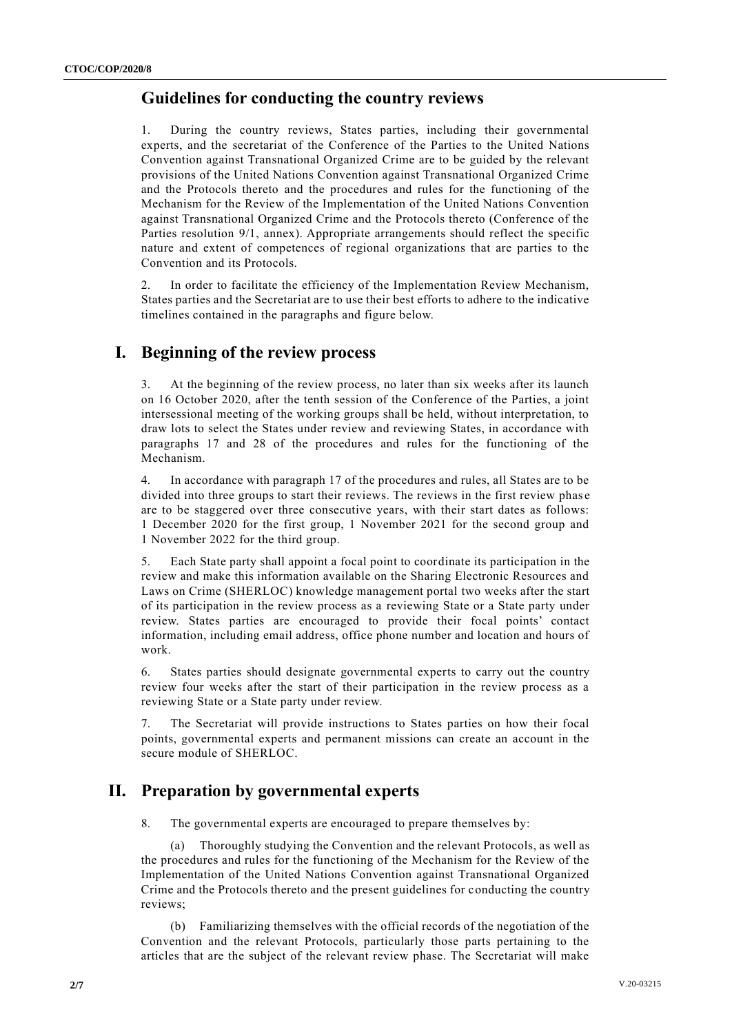## Guidelines for conducting the country reviews

1. During the country reviews, States parties, including their governmental experts, and the secretariat of the Conference of the Parties to the United Nations Convention against Transnational Organized Crime are to be guided by the relevant provisions of the United Nations Convention against Transnational Organized Crime and the Protocols thereto and the procedures and rules for the functioning of the Mechanism for the Review of the Implementation of the United Nations Convention against Transnational Organized Crime and the Protocols thereto (Conference of the Parties resolution 9/1, annex). Appropriate arrangements should reflect the specific nature and extent of competences of regional organizations that are parties to the Convention and its Protocols.

2. In order to facilitate the efficiency of the Implementation Review Mechanism, States parties and the Secretariat are to use their best efforts to adhere to the indicative timelines contained in the paragraphs and figure below.

## I. Beginning of the review process

3. At the beginning of the review process, no later than six weeks after its launch on 16 October 2020, after the tenth session of the Conference of the Parties, a joint intersessional meeting of the working groups shall be held, without interpretation, to draw lots to select the States under review and reviewing States, in accordance with paragraphs 17 and 28 of the procedures and rules for the functioning of the Mechanism.

4. In accordance with paragraph 17 of the procedures and rules, all States are to be divided into three groups to start their reviews. The reviews in the first review phase are to be staggered over three consecutive years, with their start dates as follows: 1 December 2020 for the first group, 1 November 2021 for the second group and 1 November 2022 for the third group.

5. Each State party shall appoint a focal point to coordinate its participation in the review and make this information available on the Sharing Electronic Resources and Laws on Crime (SHERLOC) knowledge management portal two weeks after the start of its participation in the review process as a reviewing State or a State party under review. States parties are encouraged to provide their focal points' contact information, including email address, office phone number and location and hours of work.

6. States parties should designate governmental experts to carry out the country review four weeks after the start of their participation in the review process as a reviewing State or a State party under review.

7. The Secretariat will provide instructions to States parties on how their focal points, governmental experts and permanent missions can create an account in the secure module of SHERLOC.

## II. Preparation by governmental experts

8. The governmental experts are encouraged to prepare themselves by:

(a) Thoroughly studying the Convention and the relevant Protocols, as well as the procedures and rules for the functioning of the Mechanism for the Review of the Implementation of the United Nations Convention against Transnational Organized Crime and the Protocols thereto and the present guidelines for conducting the country reviews;

(b) Familiarizing themselves with the official records of the negotiation of the Convention and the relevant Protocols, particularly those parts pertaining to the articles that are the subject of the relevant review phase. The Secretariat will make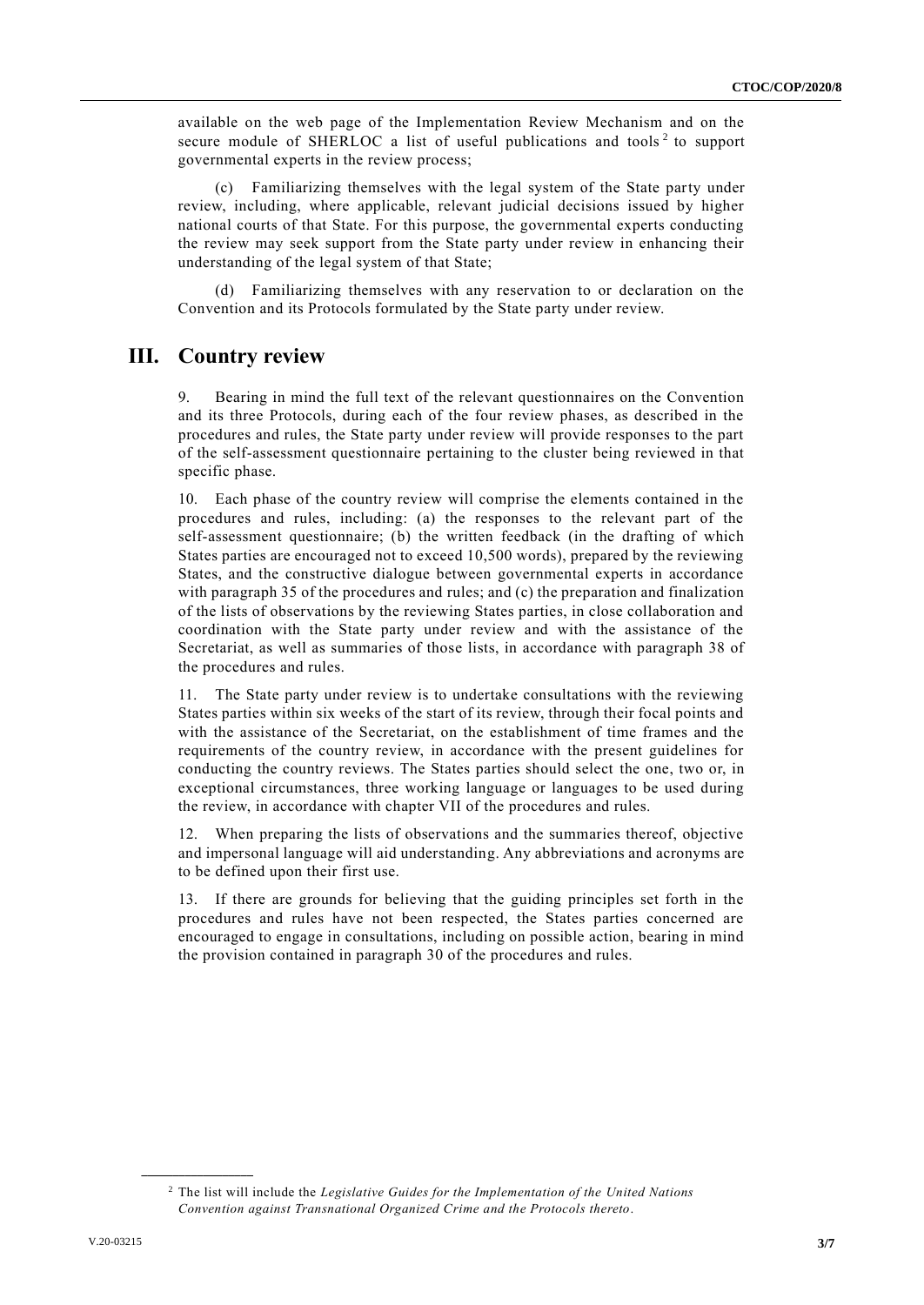available on the web page of the Implementation Review Mechanism and on the secure module of SHERLOC a list of useful publications and tools[2] to support governmental experts in the review process;

(c) Familiarizing themselves with the legal system of the State party under review, including, where applicable, relevant judicial decisions issued by higher national courts of that State. For this purpose, the governmental experts conducting the review may seek support from the State party under review in enhancing their understanding of the legal system of that State;

(d) Familiarizing themselves with any reservation to or declaration on the Convention and its Protocols formulated by the State party under review.

## III. Country review

9. Bearing in mind the full text of the relevant questionnaires on the Convention and its three Protocols, during each of the four review phases, as described in the procedures and rules, the State party under review will provide responses to the part of the self-assessment questionnaire pertaining to the cluster being reviewed in that specific phase.

10. Each phase of the country review will comprise the elements contained in the procedures and rules, including: (a) the responses to the relevant part of the self-assessment questionnaire; (b) the written feedback (in the drafting of which States parties are encouraged not to exceed 10,500 words), prepared by the reviewing States, and the constructive dialogue between governmental experts in accordance with paragraph 35 of the procedures and rules; and (c) the preparation and finalization of the lists of observations by the reviewing States parties, in close collaboration and coordination with the State party under review and with the assistance of the Secretariat, as well as summaries of those lists, in accordance with paragraph 38 of the procedures and rules.

11. The State party under review is to undertake consultations with the reviewing States parties within six weeks of the start of its review, through their focal points and with the assistance of the Secretariat, on the establishment of time frames and the requirements of the country review, in accordance with the present guidelines for conducting the country reviews. The States parties should select the one, two or, in exceptional circumstances, three working language or languages to be used during the review, in accordance with chapter VII of the procedures and rules.

12. When preparing the lists of observations and the summaries thereof, objective and impersonal language will aid understanding. Any abbreviations and acronyms are to be defined upon their first use.

13. If there are grounds for believing that the guiding principles set forth in the procedures and rules have not been respected, the States parties concerned are encouraged to engage in consultations, including on possible action, bearing in mind the provision contained in paragraph 30 of the procedures and rules.

[2] The list will include the *Legislative Guides for the Implementation of the United Nations Convention against Transnational Organized Crime and the Protocols thereto*.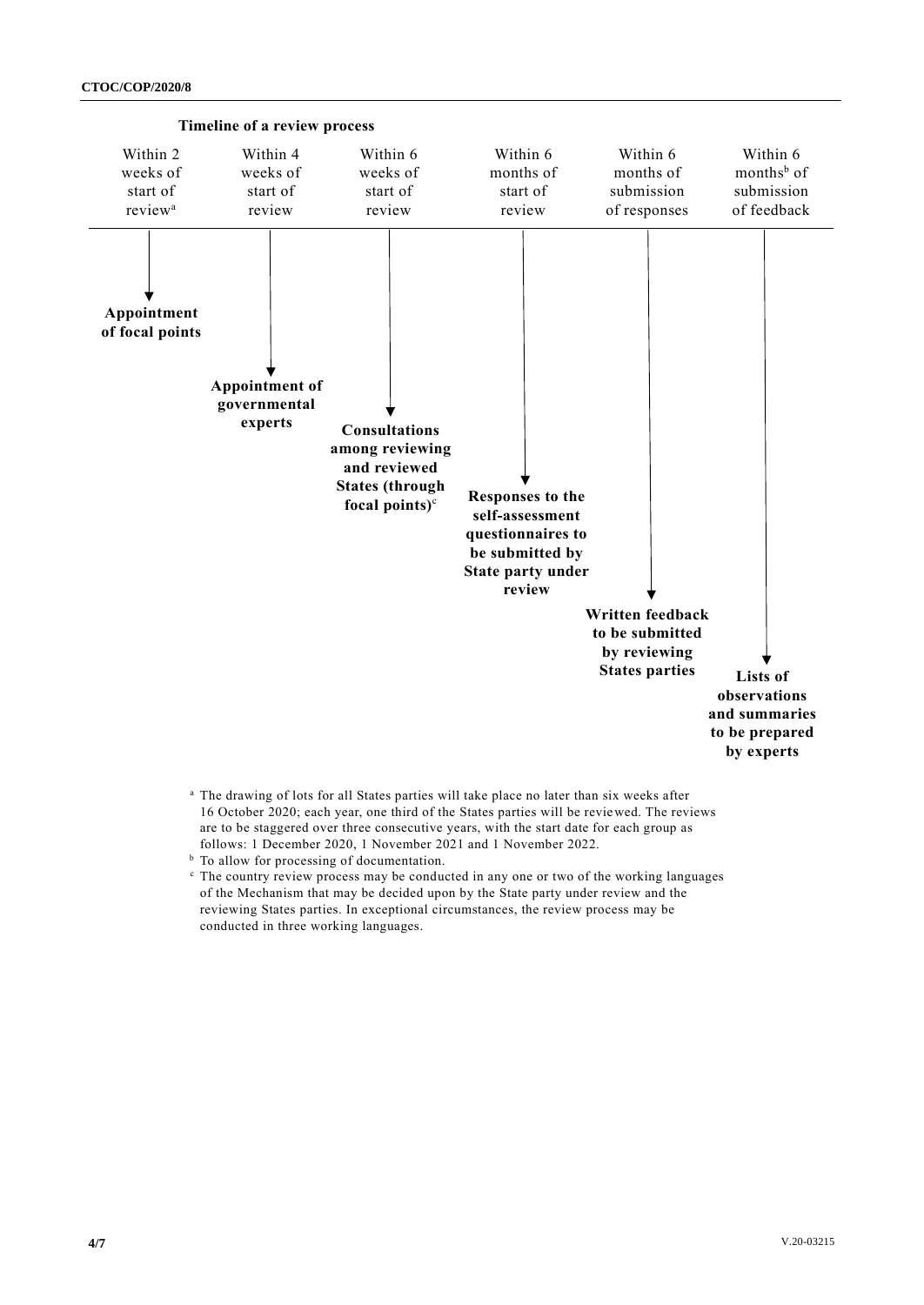**Timeline of a review process**

| Within 2 weeks of start of review[a] | Within 4 weeks of start of review | Within 6 weeks of start of review | Within 6 months of start of review | Within 6 months of submission of responses | Within 6 months[b] of submission of feedback |
|---|---|---|---|---|---|
| **Appointment of focal points** | **Appointment of governmental experts** | **Consultations among reviewing and reviewed States (through focal points)**[c] | **Responses to the self-assessment questionnaires to be submitted by State party under review** | **Written feedback to be submitted by reviewing States parties** | **Lists of observations and summaries to be prepared by experts** |

[a] The drawing of lots for all States parties will take place no later than six weeks after 16 October 2020; each year, one third of the States parties will be reviewed. The reviews are to be staggered over three consecutive years, with the start date for each group as follows: 1 December 2020, 1 November 2021 and 1 November 2022.

[b] To allow for processing of documentation.

[c] The country review process may be conducted in any one or two of the working languages of the Mechanism that may be decided upon by the State party under review and the reviewing States parties. In exceptional circumstances, the review process may be conducted in three working languages.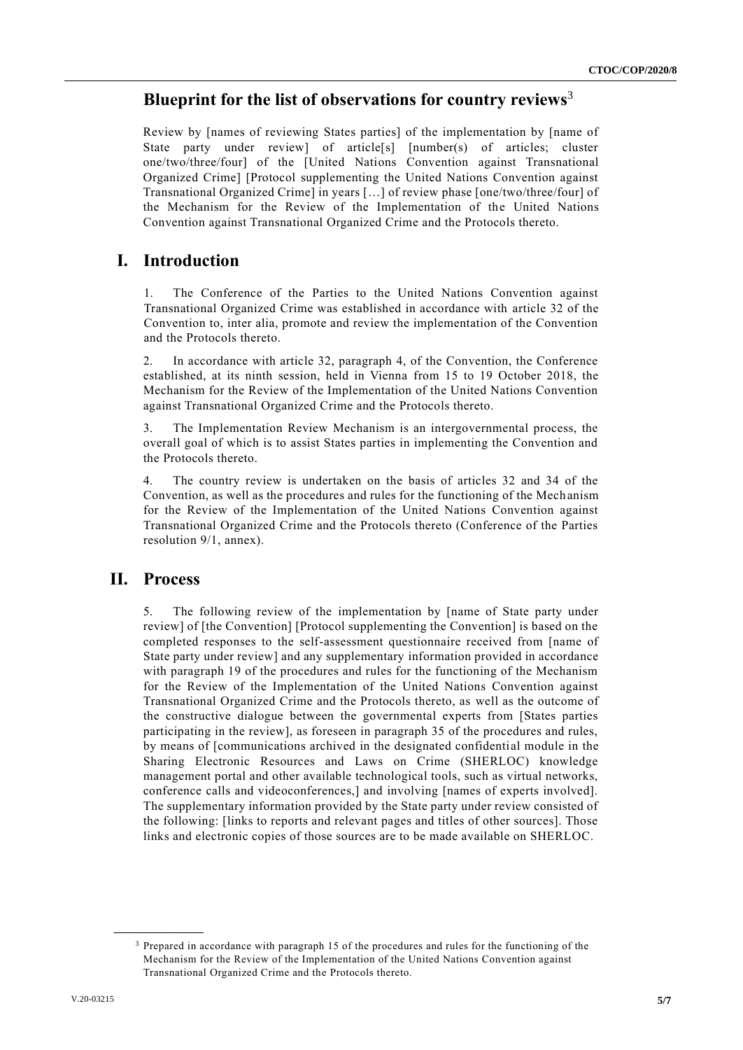## Blueprint for the list of observations for country reviews[3]

Review by [names of reviewing States parties] of the implementation by [name of State party under review] of article[s] [number(s) of articles; cluster one/two/three/four] of the [United Nations Convention against Transnational Organized Crime] [Protocol supplementing the United Nations Convention against Transnational Organized Crime] in years […] of review phase [one/two/three/four] of the Mechanism for the Review of the Implementation of the United Nations Convention against Transnational Organized Crime and the Protocols thereto.

## I. Introduction

1. The Conference of the Parties to the United Nations Convention against Transnational Organized Crime was established in accordance with article 32 of the Convention to, inter alia, promote and review the implementation of the Convention and the Protocols thereto.

2. In accordance with article 32, paragraph 4, of the Convention, the Conference established, at its ninth session, held in Vienna from 15 to 19 October 2018, the Mechanism for the Review of the Implementation of the United Nations Convention against Transnational Organized Crime and the Protocols thereto.

3. The Implementation Review Mechanism is an intergovernmental process, the overall goal of which is to assist States parties in implementing the Convention and the Protocols thereto.

4. The country review is undertaken on the basis of articles 32 and 34 of the Convention, as well as the procedures and rules for the functioning of the Mechanism for the Review of the Implementation of the United Nations Convention against Transnational Organized Crime and the Protocols thereto (Conference of the Parties resolution 9/1, annex).

## II. Process

5. The following review of the implementation by [name of State party under review] of [the Convention] [Protocol supplementing the Convention] is based on the completed responses to the self-assessment questionnaire received from [name of State party under review] and any supplementary information provided in accordance with paragraph 19 of the procedures and rules for the functioning of the Mechanism for the Review of the Implementation of the United Nations Convention against Transnational Organized Crime and the Protocols thereto, as well as the outcome of the constructive dialogue between the governmental experts from [States parties participating in the review], as foreseen in paragraph 35 of the procedures and rules, by means of [communications archived in the designated confidential module in the Sharing Electronic Resources and Laws on Crime (SHERLOC) knowledge management portal and other available technological tools, such as virtual networks, conference calls and videoconferences,] and involving [names of experts involved]. The supplementary information provided by the State party under review consisted of the following: [links to reports and relevant pages and titles of other sources]. Those links and electronic copies of those sources are to be made available on SHERLOC.

[3] Prepared in accordance with paragraph 15 of the procedures and rules for the functioning of the Mechanism for the Review of the Implementation of the United Nations Convention against Transnational Organized Crime and the Protocols thereto.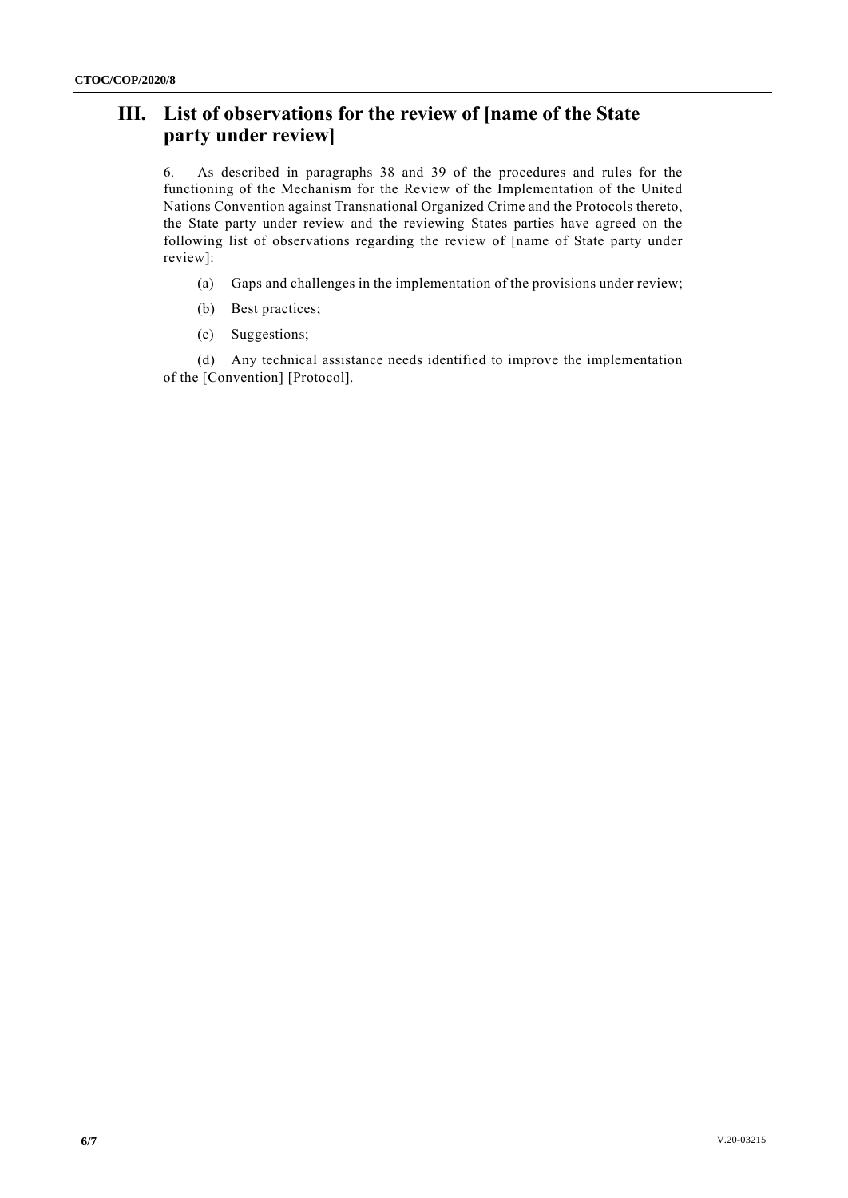## III. List of observations for the review of [name of the State party under review]

6. As described in paragraphs 38 and 39 of the procedures and rules for the functioning of the Mechanism for the Review of the Implementation of the United Nations Convention against Transnational Organized Crime and the Protocols thereto, the State party under review and the reviewing States parties have agreed on the following list of observations regarding the review of [name of State party under review]:

(a) Gaps and challenges in the implementation of the provisions under review;

(b) Best practices;

(c) Suggestions;

(d) Any technical assistance needs identified to improve the implementation of the [Convention] [Protocol].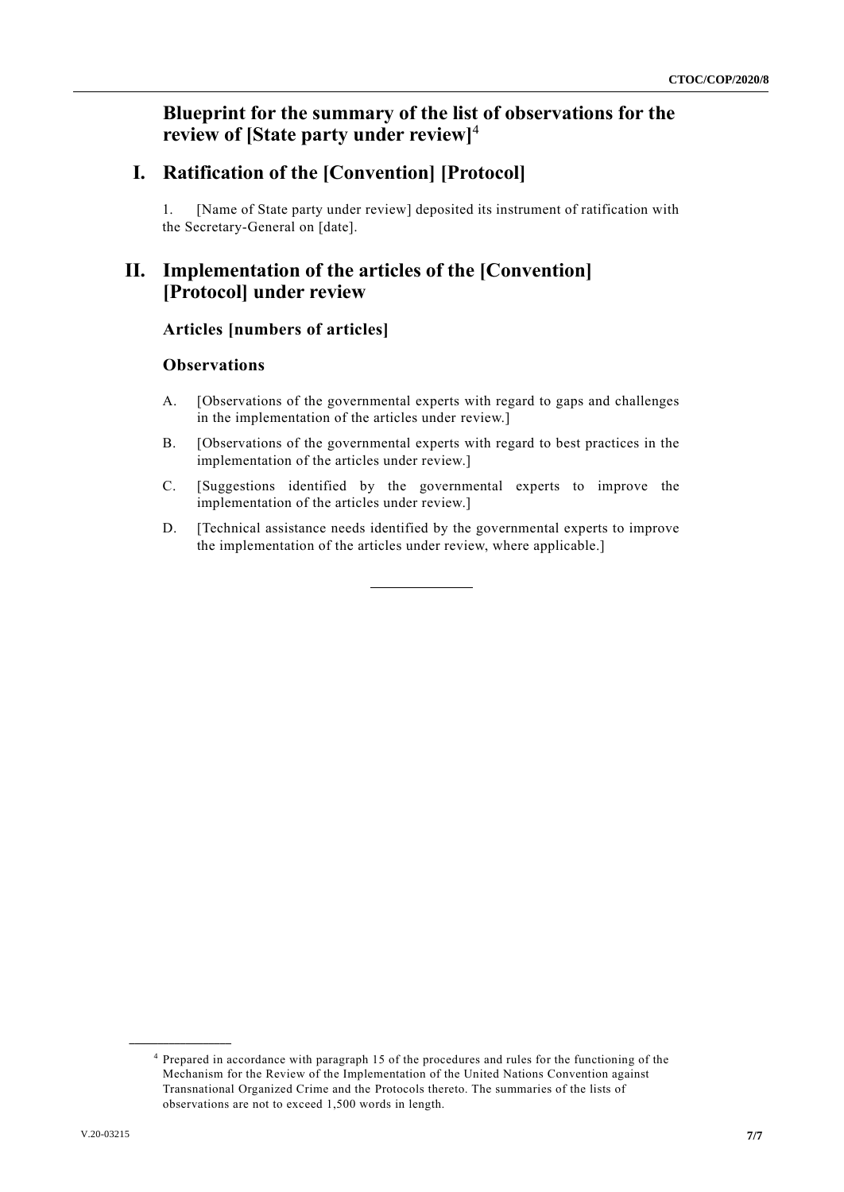# Blueprint for the summary of the list of observations for the review of [State party under review][4]

## I. Ratification of the [Convention] [Protocol]

1. [Name of State party under review] deposited its instrument of ratification with the Secretary-General on [date].

## II. Implementation of the articles of the [Convention] [Protocol] under review

### Articles [numbers of articles]

### Observations

A. [Observations of the governmental experts with regard to gaps and challenges in the implementation of the articles under review.]

B. [Observations of the governmental experts with regard to best practices in the implementation of the articles under review.]

C. [Suggestions identified by the governmental experts to improve the implementation of the articles under review.]

D. [Technical assistance needs identified by the governmental experts to improve the implementation of the articles under review, where applicable.]

---

[4] Prepared in accordance with paragraph 15 of the procedures and rules for the functioning of the Mechanism for the Review of the Implementation of the United Nations Convention against Transnational Organized Crime and the Protocols thereto. The summaries of the lists of observations are not to exceed 1,500 words in length.